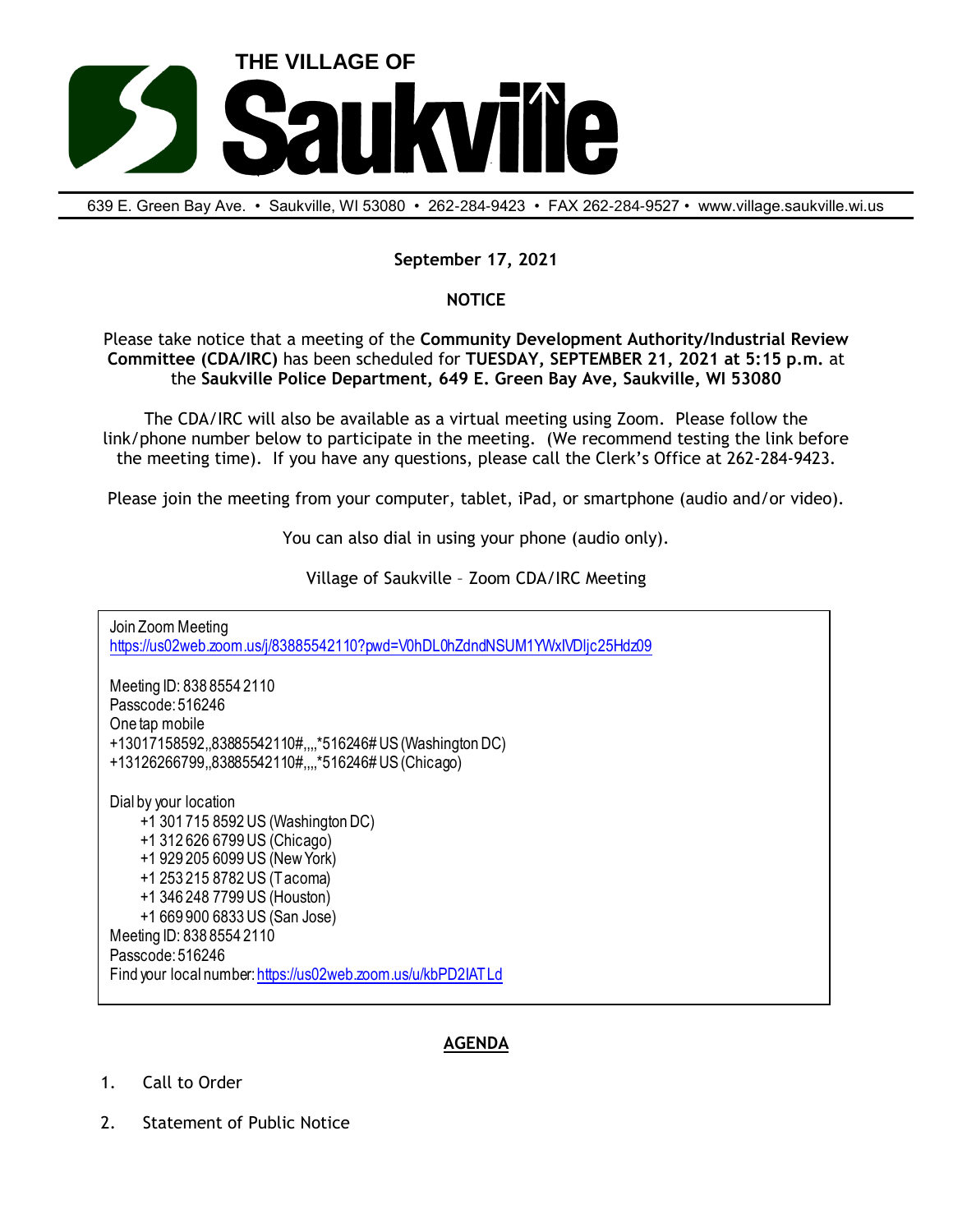# THE VILLAGE OF Saukville

639 E. Green Bay Ave. • Saukville, WI 53080 • 262-284-9423 • FAX 262-284-9527 • www.village.saukville.wi.us

**September 17, 2021**

**NOTICE**

Please take notice that a meeting of the **Community Development Authority/Industrial Review Committee (CDA/IRC)** has been scheduled for **TUESDAY, SEPTEMBER 21, 2021 at 5:15 p.m.** at the **Saukville Police Department, 649 E. Green Bay Ave, Saukville, WI 53080**

The CDA/IRC will also be available as a virtual meeting using Zoom. Please follow the link/phone number below to participate in the meeting. (We recommend testing the link before the meeting time). If you have any questions, please call the Clerk's Office at 262-284-9423.

Please join the meeting from your computer, tablet, iPad, or smartphone (audio and/or video).

You can also dial in using your phone (audio only).

Village of Saukville – Zoom CDA/IRC Meeting

Join Zoom Meeting
https://us02web.zoom.us/j/83885542110?pwd=V0hDL0hZdndNSUM1YWxlVDljc25Hdz09

Meeting ID: 838 8554 2110
Passcode: 516246
One tap mobile
+13017158592,,83885542110#,,,,*516246# US (Washington DC)
+13126266799,,83885542110#,,,,*516246# US (Chicago)

Dial by your location
+1 301 715 8592 US (Washington DC)
+1 312 626 6799 US (Chicago)
+1 929 205 6099 US (New York)
+1 253 215 8782 US (Tacoma)
+1 346 248 7799 US (Houston)
+1 669 900 6833 US (San Jose)
Meeting ID: 838 8554 2110
Passcode: 516246
Find your local number: https://us02web.zoom.us/u/kbPD2IATLd

## AGENDA

1. Call to Order
2. Statement of Public Notice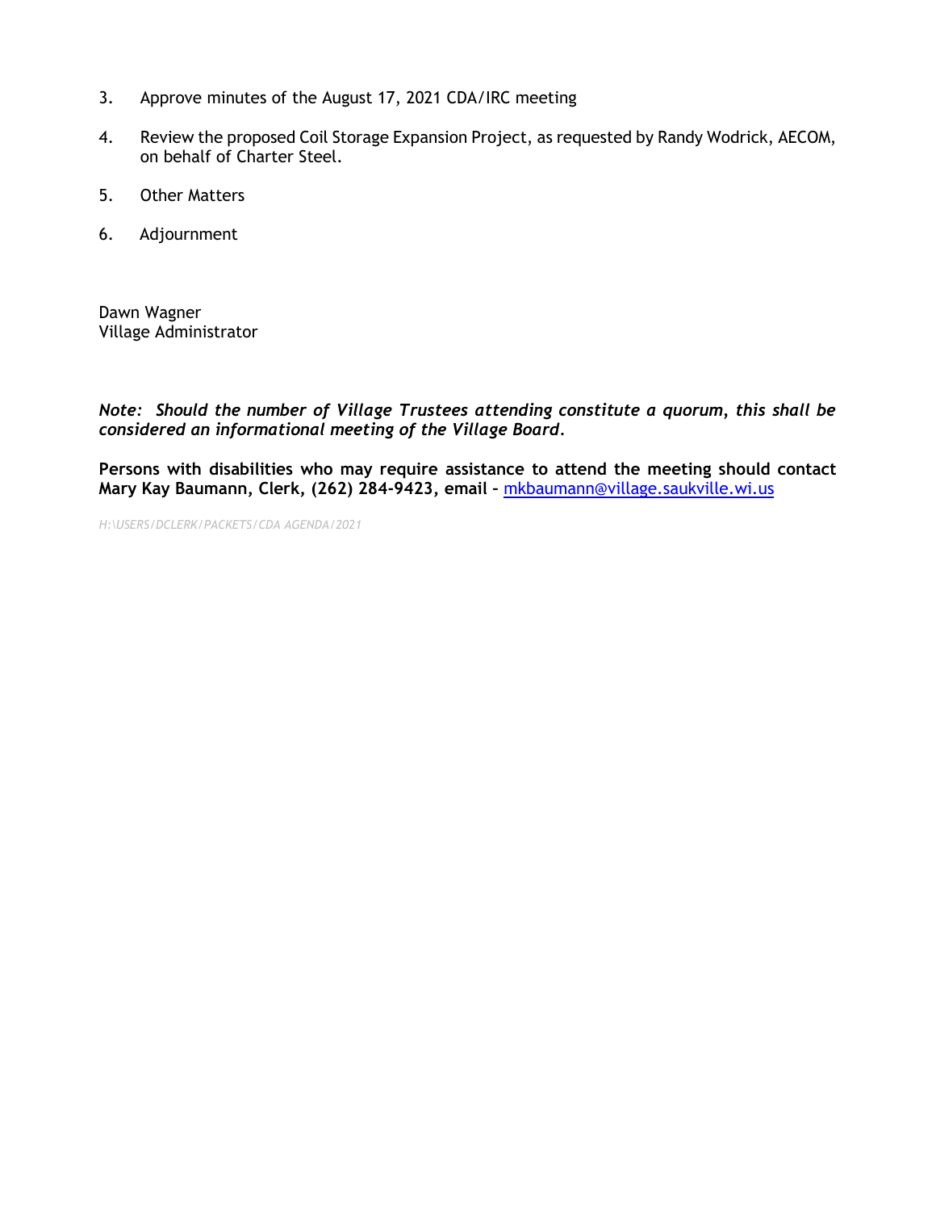3. Approve minutes of the August 17, 2021 CDA/IRC meeting

4. Review the proposed Coil Storage Expansion Project, as requested by Randy Wodrick, AECOM, on behalf of Charter Steel.

5. Other Matters

6. Adjournment

Dawn Wagner
Village Administrator

***Note: Should the number of Village Trustees attending constitute a quorum, this shall be considered an informational meeting of the Village Board.***

**Persons with disabilities who may require assistance to attend the meeting should contact Mary Kay Baumann, Clerk, (262) 284-9423, email – mkbaumann@village.saukville.wi.us**

*H:\USERS\DCLERK\PACKETS\CDA AGENDA\2021*